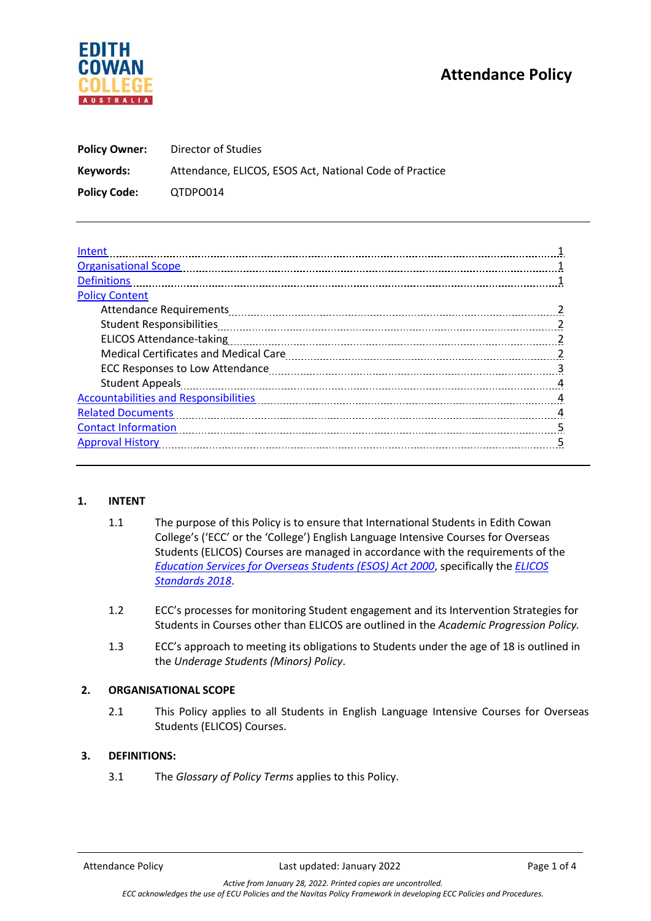# Attendance Policy

**Policy Owner:** Director of Studies

**Keywords:** Attendance, ELICOS, ESOS Act, National Code of Practice

**Policy Code:** QTDPO014

---

- Intent ........ 1
- Organisational Scope ........ 1
- Definitions ........ 1
- Policy Content
  - Attendance Requirements ........ 2
  - Student Responsibilities ........ 2
  - ELICOS Attendance-taking ........ 2
  - Medical Certificates and Medical Care ........ 2
  - ECC Responses to Low Attendance ........ 3
  - Student Appeals ........ 4
- Accountabilities and Responsibilities ........ 4
- Related Documents ........ 4
- Contact Information ........ 5
- Approval History ........ 5

---

## 1. INTENT

1.1 The purpose of this Policy is to ensure that International Students in Edith Cowan College's ('ECC' or the 'College') English Language Intensive Courses for Overseas Students (ELICOS) Courses are managed in accordance with the requirements of the *Education Services for Overseas Students (ESOS) Act 2000*, specifically the *ELICOS Standards 2018*.

1.2 ECC's processes for monitoring Student engagement and its Intervention Strategies for Students in Courses other than ELICOS are outlined in the *Academic Progression Policy.*

1.3 ECC's approach to meeting its obligations to Students under the age of 18 is outlined in the *Underage Students (Minors) Policy*.

## 2. ORGANISATIONAL SCOPE

2.1 This Policy applies to all Students in English Language Intensive Courses for Overseas Students (ELICOS) Courses.

## 3. DEFINITIONS:

3.1 The *Glossary of Policy Terms* applies to this Policy.

*Active from January 28, 2022. Printed copies are uncontrolled.*
*ECC acknowledges the use of ECU Policies and the Navitas Policy Framework in developing ECC Policies and Procedures.*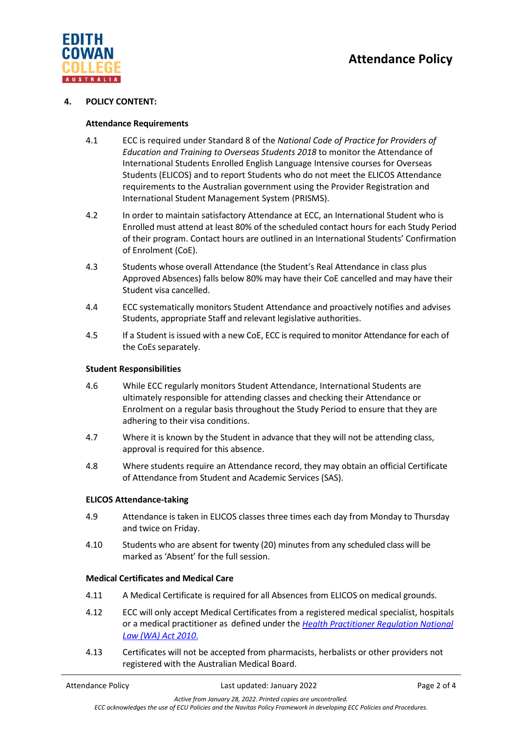## 4. POLICY CONTENT:

### Attendance Requirements

4.1 ECC is required under Standard 8 of the *National Code of Practice for Providers of Education and Training to Overseas Students 2018* to monitor the Attendance of International Students Enrolled English Language Intensive courses for Overseas Students (ELICOS) and to report Students who do not meet the ELICOS Attendance requirements to the Australian government using the Provider Registration and International Student Management System (PRISMS).

4.2 In order to maintain satisfactory Attendance at ECC, an International Student who is Enrolled must attend at least 80% of the scheduled contact hours for each Study Period of their program. Contact hours are outlined in an International Students' Confirmation of Enrolment (CoE).

4.3 Students whose overall Attendance (the Student's Real Attendance in class plus Approved Absences) falls below 80% may have their CoE cancelled and may have their Student visa cancelled.

4.4 ECC systematically monitors Student Attendance and proactively notifies and advises Students, appropriate Staff and relevant legislative authorities.

4.5 If a Student is issued with a new CoE, ECC is required to monitor Attendance for each of the CoEs separately.

### Student Responsibilities

4.6 While ECC regularly monitors Student Attendance, International Students are ultimately responsible for attending classes and checking their Attendance or Enrolment on a regular basis throughout the Study Period to ensure that they are adhering to their visa conditions.

4.7 Where it is known by the Student in advance that they will not be attending class, approval is required for this absence.

4.8 Where students require an Attendance record, they may obtain an official Certificate of Attendance from Student and Academic Services (SAS).

### ELICOS Attendance-taking

4.9 Attendance is taken in ELICOS classes three times each day from Monday to Thursday and twice on Friday.

4.10 Students who are absent for twenty (20) minutes from any scheduled class will be marked as 'Absent' for the full session.

### Medical Certificates and Medical Care

4.11 A Medical Certificate is required for all Absences from ELICOS on medical grounds.

4.12 ECC will only accept Medical Certificates from a registered medical specialist, hospitals or a medical practitioner as defined under the *Health Practitioner Regulation National Law (WA) Act 2010.*

4.13 Certificates will not be accepted from pharmacists, herbalists or other providers not registered with the Australian Medical Board.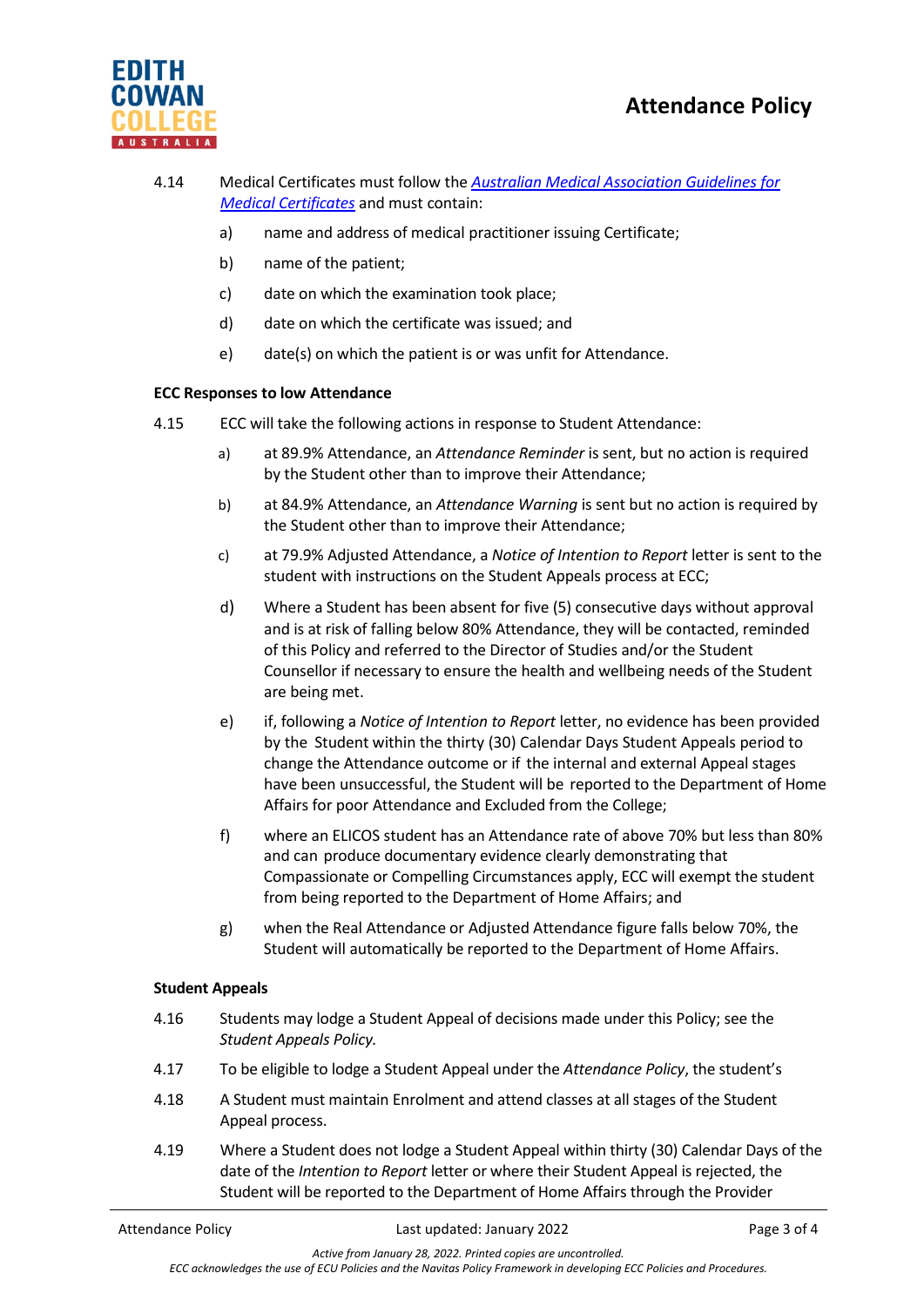4.14 Medical Certificates must follow the [*Australian Medical Association Guidelines for Medical Certificates*]() and must contain:

a) name and address of medical practitioner issuing Certificate;

b) name of the patient;

c) date on which the examination took place;

d) date on which the certificate was issued; and

e) date(s) on which the patient is or was unfit for Attendance.

**ECC Responses to low Attendance**

4.15 ECC will take the following actions in response to Student Attendance:

a) at 89.9% Attendance, an *Attendance Reminder* is sent, but no action is required by the Student other than to improve their Attendance;

b) at 84.9% Attendance, an *Attendance Warning* is sent but no action is required by the Student other than to improve their Attendance;

c) at 79.9% Adjusted Attendance, a *Notice of Intention to Report* letter is sent to the student with instructions on the Student Appeals process at ECC;

d) Where a Student has been absent for five (5) consecutive days without approval and is at risk of falling below 80% Attendance, they will be contacted, reminded of this Policy and referred to the Director of Studies and/or the Student Counsellor if necessary to ensure the health and wellbeing needs of the Student are being met.

e) if, following a *Notice of Intention to Report* letter, no evidence has been provided by the Student within the thirty (30) Calendar Days Student Appeals period to change the Attendance outcome or if the internal and external Appeal stages have been unsuccessful, the Student will be reported to the Department of Home Affairs for poor Attendance and Excluded from the College;

f) where an ELICOS student has an Attendance rate of above 70% but less than 80% and can produce documentary evidence clearly demonstrating that Compassionate or Compelling Circumstances apply, ECC will exempt the student from being reported to the Department of Home Affairs; and

g) when the Real Attendance or Adjusted Attendance figure falls below 70%, the Student will automatically be reported to the Department of Home Affairs.

**Student Appeals**

4.16 Students may lodge a Student Appeal of decisions made under this Policy; see the *Student Appeals Policy.*

4.17 To be eligible to lodge a Student Appeal under the *Attendance Policy*, the student's

4.18 A Student must maintain Enrolment and attend classes at all stages of the Student Appeal process.

4.19 Where a Student does not lodge a Student Appeal within thirty (30) Calendar Days of the date of the *Intention to Report* letter or where their Student Appeal is rejected, the Student will be reported to the Department of Home Affairs through the Provider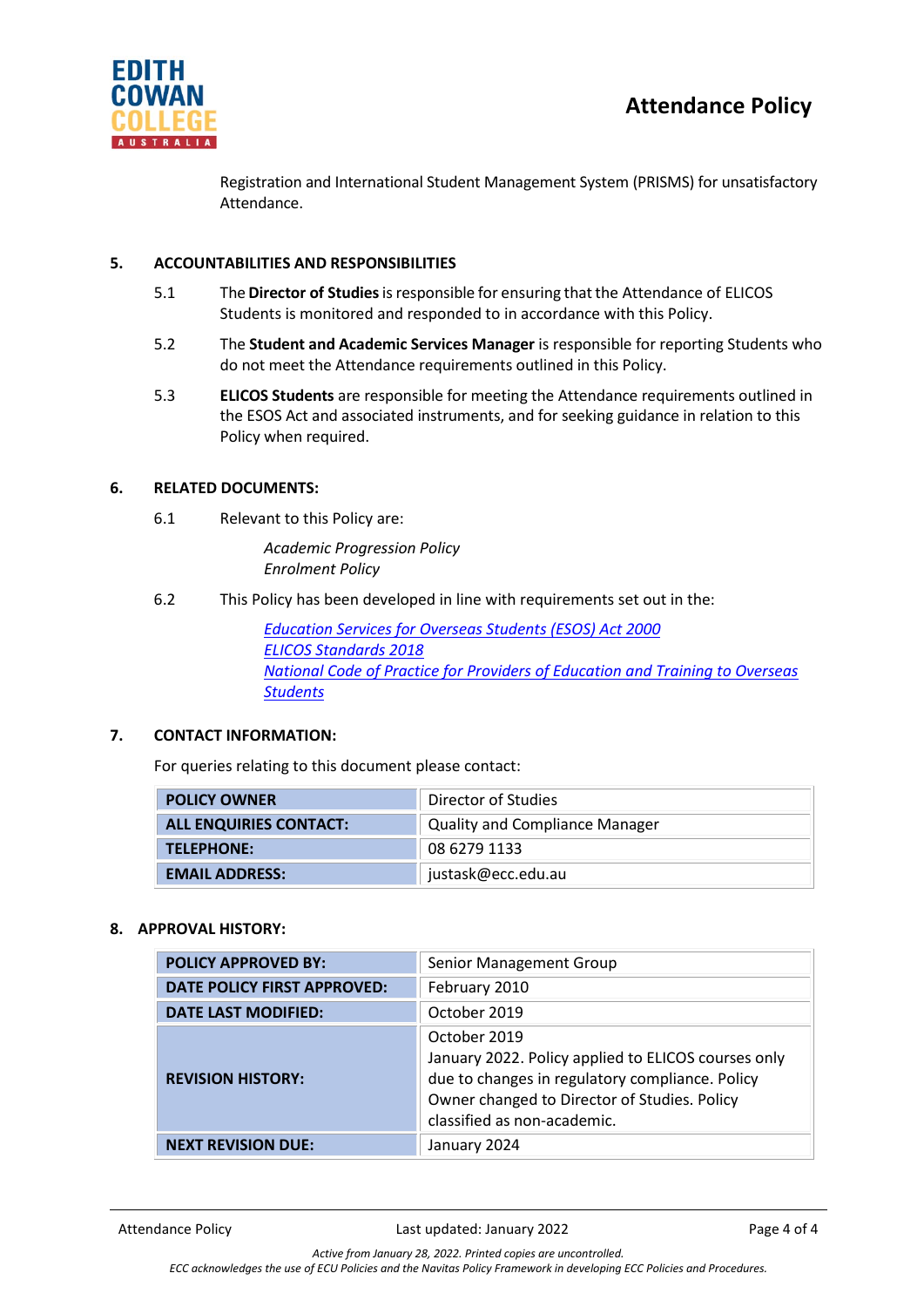Registration and International Student Management System (PRISMS) for unsatisfactory Attendance.

## 5. ACCOUNTABILITIES AND RESPONSIBILITIES

5.1 The **Director of Studies** is responsible for ensuring that the Attendance of ELICOS Students is monitored and responded to in accordance with this Policy.

5.2 The **Student and Academic Services Manager** is responsible for reporting Students who do not meet the Attendance requirements outlined in this Policy.

5.3 **ELICOS Students** are responsible for meeting the Attendance requirements outlined in the ESOS Act and associated instruments, and for seeking guidance in relation to this Policy when required.

## 6. RELATED DOCUMENTS:

6.1 Relevant to this Policy are:

*Academic Progression Policy*
*Enrolment Policy*

6.2 This Policy has been developed in line with requirements set out in the:

*Education Services for Overseas Students (ESOS) Act 2000*
*ELICOS Standards 2018*
*National Code of Practice for Providers of Education and Training to Overseas Students*

## 7. CONTACT INFORMATION:

For queries relating to this document please contact:

| | |
|---|---|
| **POLICY OWNER** | Director of Studies |
| **ALL ENQUIRIES CONTACT:** | Quality and Compliance Manager |
| **TELEPHONE:** | 08 6279 1133 |
| **EMAIL ADDRESS:** | justask@ecc.edu.au |

## 8. APPROVAL HISTORY:

| | |
|---|---|
| **POLICY APPROVED BY:** | Senior Management Group |
| **DATE POLICY FIRST APPROVED:** | February 2010 |
| **DATE LAST MODIFIED:** | October 2019 |
| **REVISION HISTORY:** | October 2019<br>January 2022. Policy applied to ELICOS courses only due to changes in regulatory compliance. Policy Owner changed to Director of Studies. Policy classified as non-academic. |
| **NEXT REVISION DUE:** | January 2024 |

*Active from January 28, 2022. Printed copies are uncontrolled.*
*ECC acknowledges the use of ECU Policies and the Navitas Policy Framework in developing ECC Policies and Procedures.*